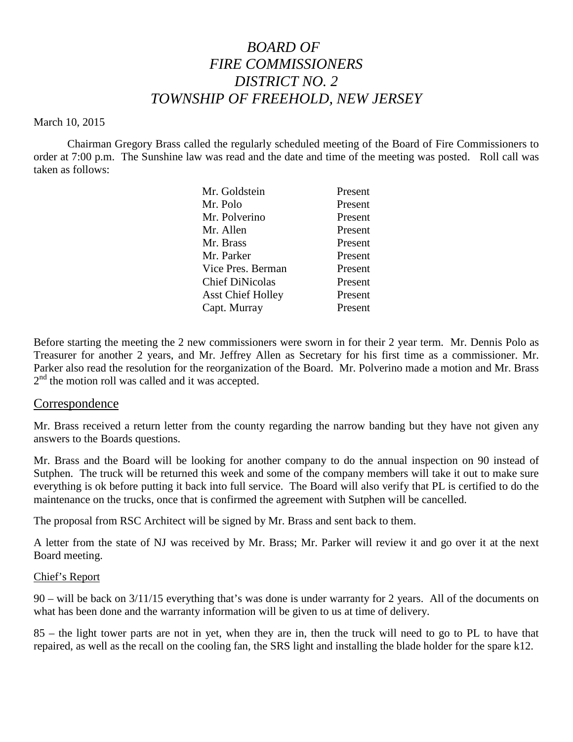# *BOARD OF FIRE COMMISSIONERS DISTRICT NO. 2 TOWNSHIP OF FREEHOLD, NEW JERSEY*

March 10, 2015

Chairman Gregory Brass called the regularly scheduled meeting of the Board of Fire Commissioners to order at 7:00 p.m. The Sunshine law was read and the date and time of the meeting was posted. Roll call was taken as follows:

| | |
|---|---|
| Mr. Goldstein | Present |
| Mr. Polo | Present |
| Mr. Polverino | Present |
| Mr. Allen | Present |
| Mr. Brass | Present |
| Mr. Parker | Present |
| Vice Pres. Berman | Present |
| Chief DiNicolas | Present |
| Asst Chief Holley | Present |
| Capt. Murray | Present |

Before starting the meeting the 2 new commissioners were sworn in for their 2 year term. Mr. Dennis Polo as Treasurer for another 2 years, and Mr. Jeffrey Allen as Secretary for his first time as a commissioner. Mr. Parker also read the resolution for the reorganization of the Board. Mr. Polverino made a motion and Mr. Brass 2nd the motion roll was called and it was accepted.

## Correspondence

Mr. Brass received a return letter from the county regarding the narrow banding but they have not given any answers to the Boards questions.

Mr. Brass and the Board will be looking for another company to do the annual inspection on 90 instead of Sutphen. The truck will be returned this week and some of the company members will take it out to make sure everything is ok before putting it back into full service. The Board will also verify that PL is certified to do the maintenance on the trucks, once that is confirmed the agreement with Sutphen will be cancelled.

The proposal from RSC Architect will be signed by Mr. Brass and sent back to them.

A letter from the state of NJ was received by Mr. Brass; Mr. Parker will review it and go over it at the next Board meeting.

### Chief's Report

90 – will be back on 3/11/15 everything that's was done is under warranty for 2 years. All of the documents on what has been done and the warranty information will be given to us at time of delivery.

85 – the light tower parts are not in yet, when they are in, then the truck will need to go to PL to have that repaired, as well as the recall on the cooling fan, the SRS light and installing the blade holder for the spare k12.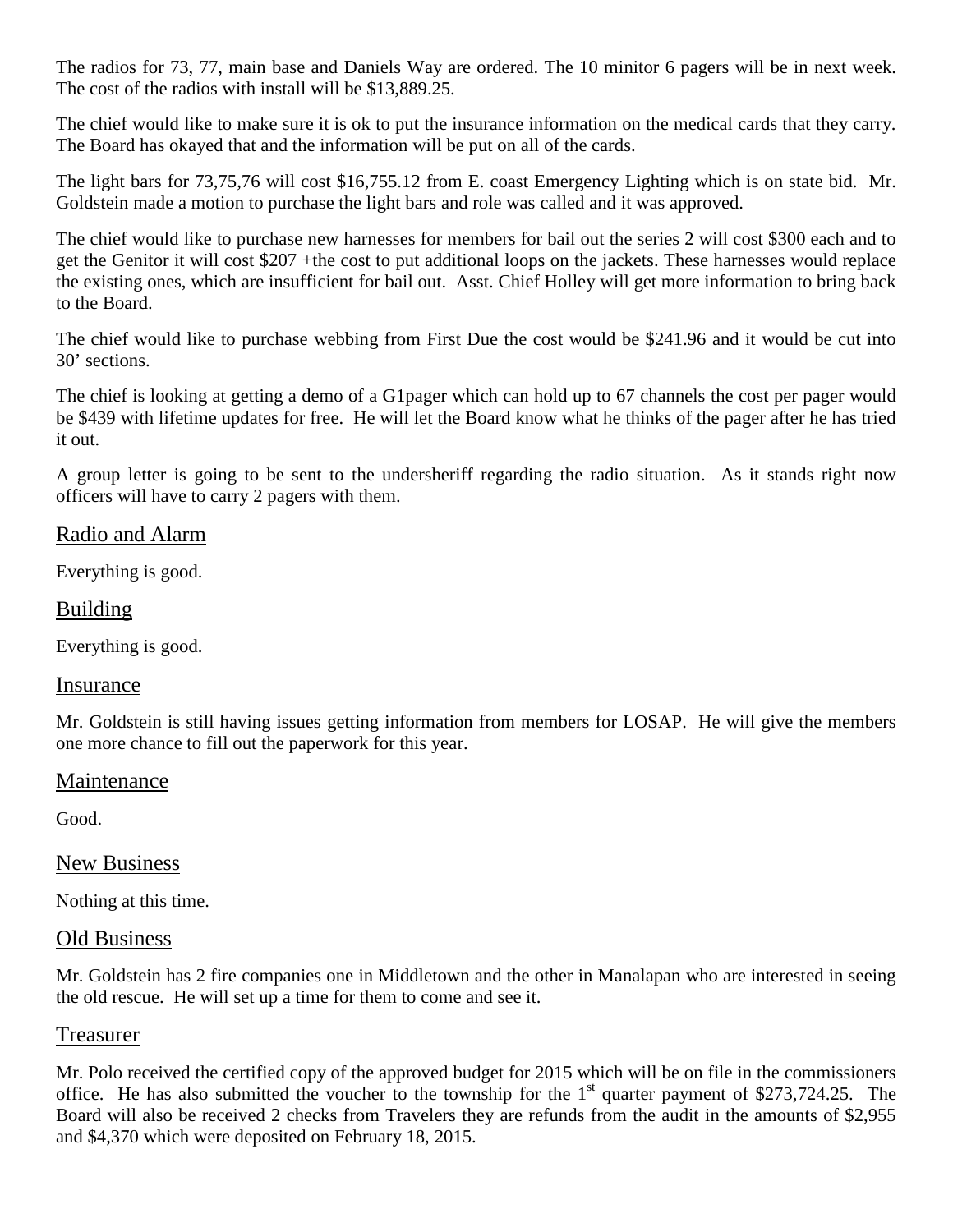The radios for 73, 77, main base and Daniels Way are ordered. The 10 minitor 6 pagers will be in next week. The cost of the radios with install will be $13,889.25.

The chief would like to make sure it is ok to put the insurance information on the medical cards that they carry. The Board has okayed that and the information will be put on all of the cards.

The light bars for 73,75,76 will cost $16,755.12 from E. coast Emergency Lighting which is on state bid. Mr. Goldstein made a motion to purchase the light bars and role was called and it was approved.

The chief would like to purchase new harnesses for members for bail out the series 2 will cost $300 each and to get the Genitor it will cost $207 +the cost to put additional loops on the jackets. These harnesses would replace the existing ones, which are insufficient for bail out. Asst. Chief Holley will get more information to bring back to the Board.

The chief would like to purchase webbing from First Due the cost would be $241.96 and it would be cut into 30' sections.

The chief is looking at getting a demo of a G1pager which can hold up to 67 channels the cost per pager would be $439 with lifetime updates for free. He will let the Board know what he thinks of the pager after he has tried it out.

A group letter is going to be sent to the undersheriff regarding the radio situation. As it stands right now officers will have to carry 2 pagers with them.

## Radio and Alarm

Everything is good.

## Building

Everything is good.

## Insurance

Mr. Goldstein is still having issues getting information from members for LOSAP. He will give the members one more chance to fill out the paperwork for this year.

## Maintenance

Good.

## New Business

Nothing at this time.

## Old Business

Mr. Goldstein has 2 fire companies one in Middletown and the other in Manalapan who are interested in seeing the old rescue. He will set up a time for them to come and see it.

## Treasurer

Mr. Polo received the certified copy of the approved budget for 2015 which will be on file in the commissioners office. He has also submitted the voucher to the township for the 1st quarter payment of $273,724.25. The Board will also be received 2 checks from Travelers they are refunds from the audit in the amounts of $2,955 and $4,370 which were deposited on February 18, 2015.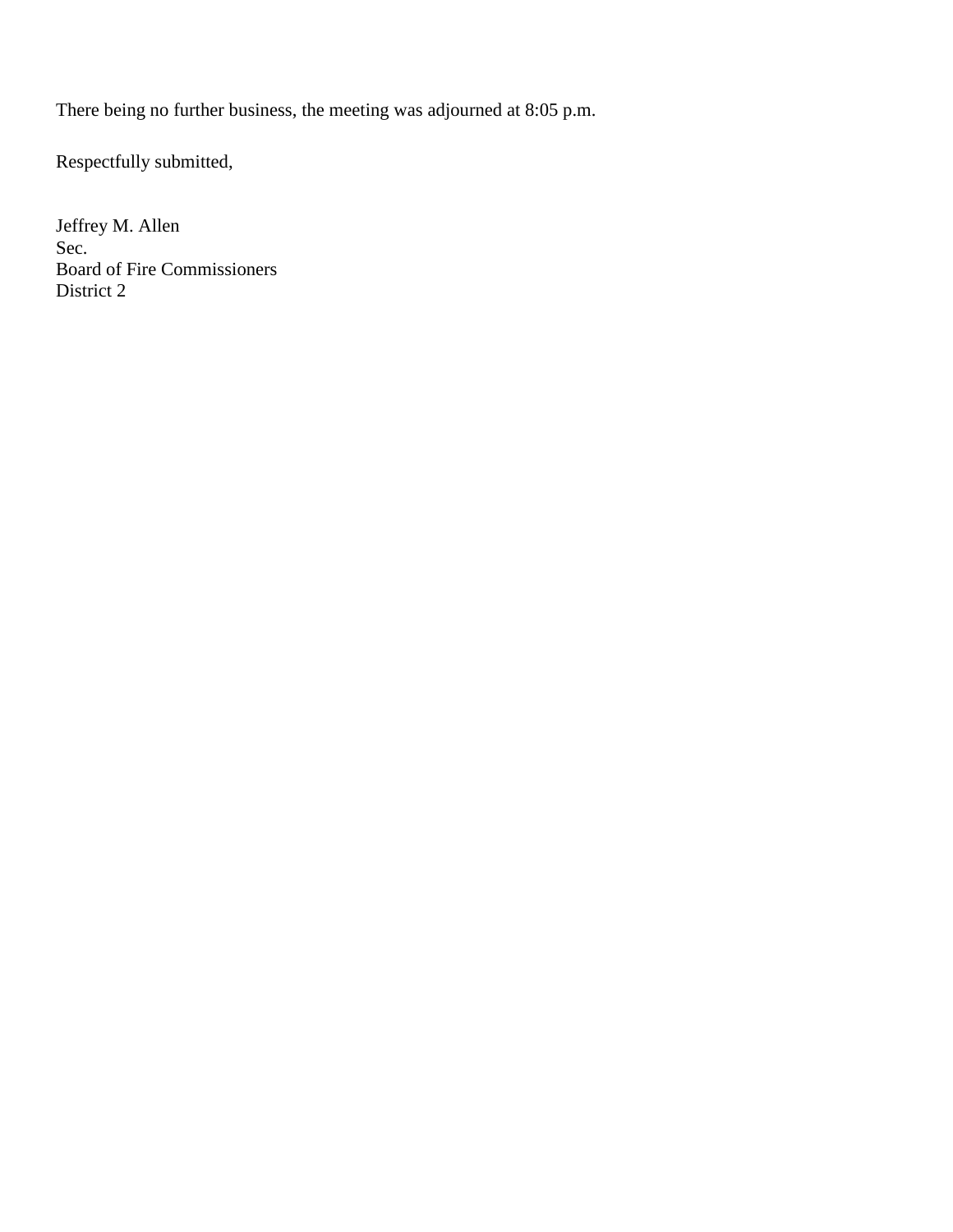There being no further business, the meeting was adjourned at 8:05 p.m.

Respectfully submitted,

Jeffrey M. Allen  
Sec.  
Board of Fire Commissioners  
District 2